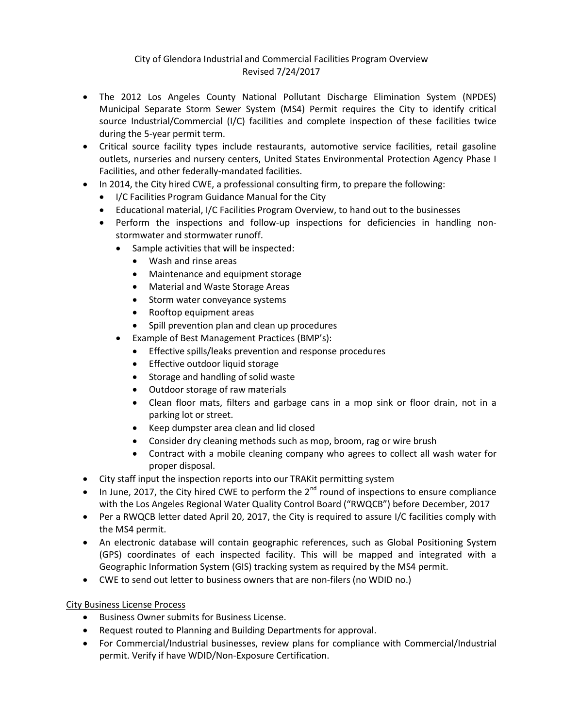# City of Glendora Industrial and Commercial Facilities Program Overview

Revised 7/24/2017

- The 2012 Los Angeles County National Pollutant Discharge Elimination System (NPDES) Municipal Separate Storm Sewer System (MS4) Permit requires the City to identify critical source Industrial/Commercial (I/C) facilities and complete inspection of these facilities twice during the 5-year permit term.
- Critical source facility types include restaurants, automotive service facilities, retail gasoline outlets, nurseries and nursery centers, United States Environmental Protection Agency Phase I Facilities, and other federally-mandated facilities.
- In 2014, the City hired CWE, a professional consulting firm, to prepare the following:
  - I/C Facilities Program Guidance Manual for the City
  - Educational material, I/C Facilities Program Overview, to hand out to the businesses
  - Perform the inspections and follow-up inspections for deficiencies in handling non-stormwater and stormwater runoff.
    - Sample activities that will be inspected:
      - Wash and rinse areas
      - Maintenance and equipment storage
      - Material and Waste Storage Areas
      - Storm water conveyance systems
      - Rooftop equipment areas
      - Spill prevention plan and clean up procedures
    - Example of Best Management Practices (BMP's):
      - Effective spills/leaks prevention and response procedures
      - Effective outdoor liquid storage
      - Storage and handling of solid waste
      - Outdoor storage of raw materials
      - Clean floor mats, filters and garbage cans in a mop sink or floor drain, not in a parking lot or street.
      - Keep dumpster area clean and lid closed
      - Consider dry cleaning methods such as mop, broom, rag or wire brush
      - Contract with a mobile cleaning company who agrees to collect all wash water for proper disposal.
- City staff input the inspection reports into our TRAKit permitting system
- In June, 2017, the City hired CWE to perform the 2nd round of inspections to ensure compliance with the Los Angeles Regional Water Quality Control Board ("RWQCB") before December, 2017
- Per a RWQCB letter dated April 20, 2017, the City is required to assure I/C facilities comply with the MS4 permit.
- An electronic database will contain geographic references, such as Global Positioning System (GPS) coordinates of each inspected facility. This will be mapped and integrated with a Geographic Information System (GIS) tracking system as required by the MS4 permit.
- CWE to send out letter to business owners that are non-filers (no WDID no.)

## City Business License Process

- Business Owner submits for Business License.
- Request routed to Planning and Building Departments for approval.
- For Commercial/Industrial businesses, review plans for compliance with Commercial/Industrial permit. Verify if have WDID/Non-Exposure Certification.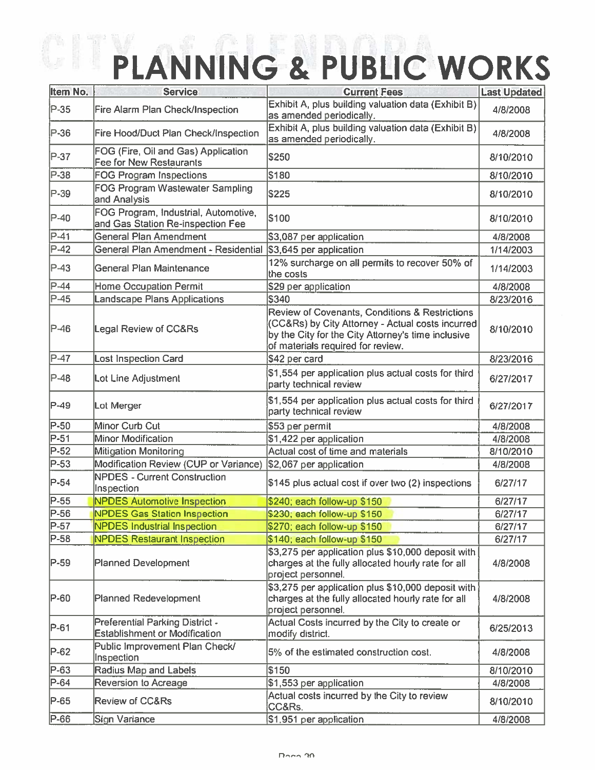# PLANNING & PUBLIC WORKS

| Item No. | Service | Current Fees | Last Updated |
|---|---|---|---|
| P-35 | Fire Alarm Plan Check/Inspection | Exhibit A, plus building valuation data (Exhibit B) as amended periodically. | 4/8/2008 |
| P-36 | Fire Hood/Duct Plan Check/Inspection | Exhibit A, plus building valuation data (Exhibit B) as amended periodically. | 4/8/2008 |
| P-37 | FOG (Fire, Oil and Gas) Application Fee for New Restaurants | $250 | 8/10/2010 |
| P-38 | FOG Program Inspections | $180 | 8/10/2010 |
| P-39 | FOG Program Wastewater Sampling and Analysis | $225 | 8/10/2010 |
| P-40 | FOG Program, Industrial, Automotive, and Gas Station Re-inspection Fee | $100 | 8/10/2010 |
| P-41 | General Plan Amendment | $3,087 per application | 4/8/2008 |
| P-42 | General Plan Amendment - Residential | $3,645 per application | 1/14/2003 |
| P-43 | General Plan Maintenance | 12% surcharge on all permits to recover 50% of the costs | 1/14/2003 |
| P-44 | Home Occupation Permit | $29 per application | 4/8/2008 |
| P-45 | Landscape Plans Applications | $340 | 8/23/2016 |
| P-46 | Legal Review of CC&Rs | Review of Covenants, Conditions & Restrictions (CC&Rs) by City Attorney - Actual costs incurred by the City for the City Attorney's time inclusive of materials required for review. | 8/10/2010 |
| P-47 | Lost Inspection Card | $42 per card | 8/23/2016 |
| P-48 | Lot Line Adjustment | $1,554 per application plus actual costs for third party technical review | 6/27/2017 |
| P-49 | Lot Merger | $1,554 per application plus actual costs for third party technical review | 6/27/2017 |
| P-50 | Minor Curb Cut | $53 per permit | 4/8/2008 |
| P-51 | Minor Modification | $1,422 per application | 4/8/2008 |
| P-52 | Mitigation Monitoring | Actual cost of time and materials | 8/10/2010 |
| P-53 | Modification Review (CUP or Variance) | $2,067 per application | 4/8/2008 |
| P-54 | NPDES - Current Construction Inspection | $145 plus actual cost if over two (2) inspections | 6/27/17 |
| P-55 | NPDES Automotive Inspection | $240; each follow-up $150 | 6/27/17 |
| P-56 | NPDES Gas Station Inspection | $230; each follow-up $150 | 6/27/17 |
| P-57 | NPDES Industrial Inspection | $270; each follow-up $150 | 6/27/17 |
| P-58 | NPDES Restaurant Inspection | $140; each follow-up $150 | 6/27/17 |
| P-59 | Planned Development | $3,275 per application plus $10,000 deposit with charges at the fully allocated hourly rate for all project personnel. | 4/8/2008 |
| P-60 | Planned Redevelopment | $3,275 per application plus $10,000 deposit with charges at the fully allocated hourly rate for all project personnel. | 4/8/2008 |
| P-61 | Preferential Parking District - Establishment or Modification | Actual Costs incurred by the City to create or modify district. | 6/25/2013 |
| P-62 | Public Improvement Plan Check/ Inspection | 5% of the estimated construction cost. | 4/8/2008 |
| P-63 | Radius Map and Labels | $150 | 8/10/2010 |
| P-64 | Reversion to Acreage | $1,553 per application | 4/8/2008 |
| P-65 | Review of CC&Rs | Actual costs incurred by the City to review CC&Rs. | 8/10/2010 |
| P-66 | Sign Variance | $1,951 per application | 4/8/2008 |